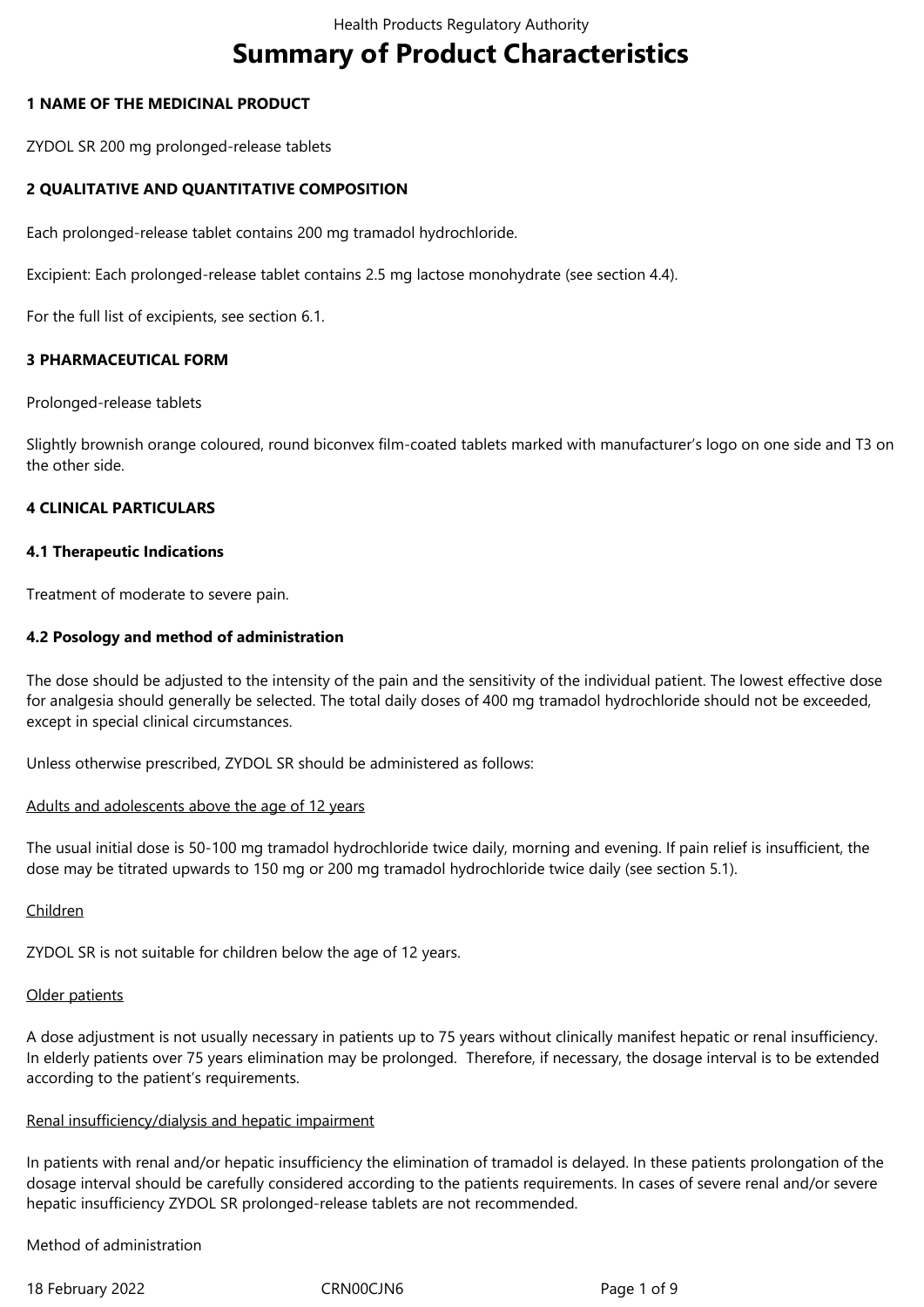# Summary of Product Characteristics

## 1 NAME OF THE MEDICINAL PRODUCT

ZYDOL SR 200 mg prolonged-release tablets

## 2 QUALITATIVE AND QUANTITATIVE COMPOSITION

Each prolonged-release tablet contains 200 mg tramadol hydrochloride.

Excipient: Each prolonged-release tablet contains 2.5 mg lactose monohydrate (see section 4.4).

For the full list of excipients, see section 6.1.

## 3 PHARMACEUTICAL FORM

Prolonged-release tablets

Slightly brownish orange coloured, round biconvex film-coated tablets marked with manufacturer's logo on one side and T3 on the other side.

## 4 CLINICAL PARTICULARS

### 4.1 Therapeutic Indications

Treatment of moderate to severe pain.

### 4.2 Posology and method of administration

The dose should be adjusted to the intensity of the pain and the sensitivity of the individual patient. The lowest effective dose for analgesia should generally be selected. The total daily doses of 400 mg tramadol hydrochloride should not be exceeded, except in special clinical circumstances.

Unless otherwise prescribed, ZYDOL SR should be administered as follows:

Adults and adolescents above the age of 12 years

The usual initial dose is 50-100 mg tramadol hydrochloride twice daily, morning and evening. If pain relief is insufficient, the dose may be titrated upwards to 150 mg or 200 mg tramadol hydrochloride twice daily (see section 5.1).

Children

ZYDOL SR is not suitable for children below the age of 12 years.

Older patients

A dose adjustment is not usually necessary in patients up to 75 years without clinically manifest hepatic or renal insufficiency. In elderly patients over 75 years elimination may be prolonged. Therefore, if necessary, the dosage interval is to be extended according to the patient's requirements.

Renal insufficiency/dialysis and hepatic impairment

In patients with renal and/or hepatic insufficiency the elimination of tramadol is delayed. In these patients prolongation of the dosage interval should be carefully considered according to the patients requirements. In cases of severe renal and/or severe hepatic insufficiency ZYDOL SR prolonged-release tablets are not recommended.

Method of administration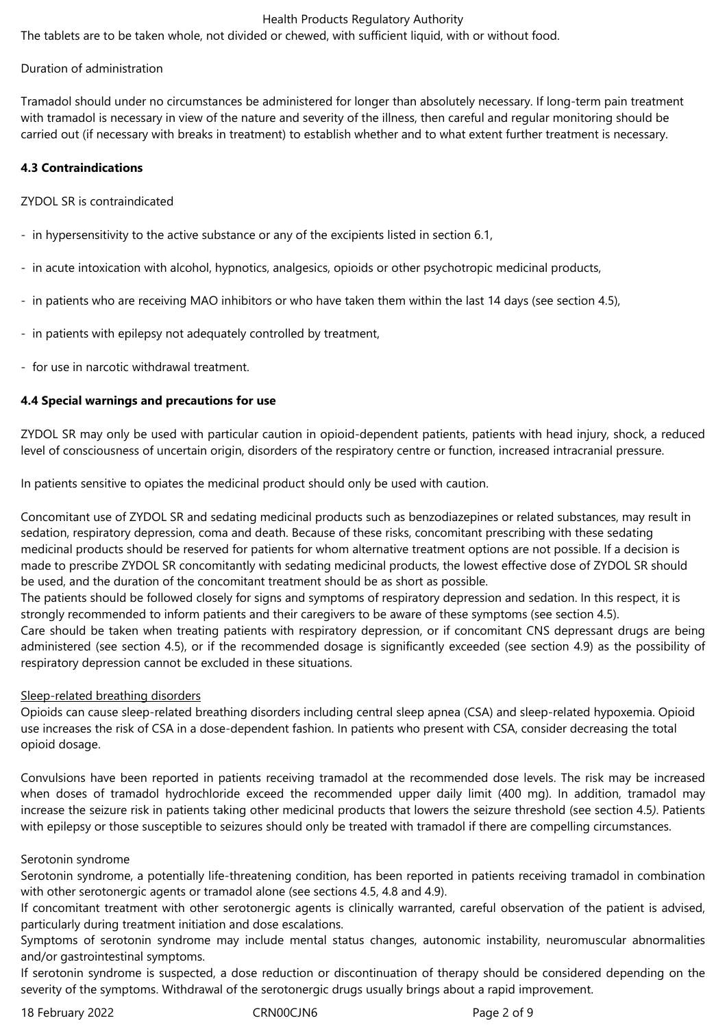The tablets are to be taken whole, not divided or chewed, with sufficient liquid, with or without food.

Duration of administration

Tramadol should under no circumstances be administered for longer than absolutely necessary. If long-term pain treatment with tramadol is necessary in view of the nature and severity of the illness, then careful and regular monitoring should be carried out (if necessary with breaks in treatment) to establish whether and to what extent further treatment is necessary.

**4.3 Contraindications**

ZYDOL SR is contraindicated

- in hypersensitivity to the active substance or any of the excipients listed in section 6.1,
- in acute intoxication with alcohol, hypnotics, analgesics, opioids or other psychotropic medicinal products,
- in patients who are receiving MAO inhibitors or who have taken them within the last 14 days (see section 4.5),
- in patients with epilepsy not adequately controlled by treatment,
- for use in narcotic withdrawal treatment.

**4.4 Special warnings and precautions for use**

ZYDOL SR may only be used with particular caution in opioid-dependent patients, patients with head injury, shock, a reduced level of consciousness of uncertain origin, disorders of the respiratory centre or function, increased intracranial pressure.

In patients sensitive to opiates the medicinal product should only be used with caution.

Concomitant use of ZYDOL SR and sedating medicinal products such as benzodiazepines or related substances, may result in sedation, respiratory depression, coma and death. Because of these risks, concomitant prescribing with these sedating medicinal products should be reserved for patients for whom alternative treatment options are not possible. If a decision is made to prescribe ZYDOL SR concomitantly with sedating medicinal products, the lowest effective dose of ZYDOL SR should be used, and the duration of the concomitant treatment should be as short as possible.
The patients should be followed closely for signs and symptoms of respiratory depression and sedation. In this respect, it is strongly recommended to inform patients and their caregivers to be aware of these symptoms (see section 4.5).
Care should be taken when treating patients with respiratory depression, or if concomitant CNS depressant drugs are being administered (see section 4.5), or if the recommended dosage is significantly exceeded (see section 4.9) as the possibility of respiratory depression cannot be excluded in these situations.

Sleep-related breathing disorders
Opioids can cause sleep-related breathing disorders including central sleep apnea (CSA) and sleep-related hypoxemia. Opioid use increases the risk of CSA in a dose-dependent fashion. In patients who present with CSA, consider decreasing the total opioid dosage.

Convulsions have been reported in patients receiving tramadol at the recommended dose levels. The risk may be increased when doses of tramadol hydrochloride exceed the recommended upper daily limit (400 mg). In addition, tramadol may increase the seizure risk in patients taking other medicinal products that lowers the seizure threshold (see section 4.5). Patients with epilepsy or those susceptible to seizures should only be treated with tramadol if there are compelling circumstances.

Serotonin syndrome
Serotonin syndrome, a potentially life-threatening condition, has been reported in patients receiving tramadol in combination with other serotonergic agents or tramadol alone (see sections 4.5, 4.8 and 4.9).
If concomitant treatment with other serotonergic agents is clinically warranted, careful observation of the patient is advised, particularly during treatment initiation and dose escalations.
Symptoms of serotonin syndrome may include mental status changes, autonomic instability, neuromuscular abnormalities and/or gastrointestinal symptoms.
If serotonin syndrome is suspected, a dose reduction or discontinuation of therapy should be considered depending on the severity of the symptoms. Withdrawal of the serotonergic drugs usually brings about a rapid improvement.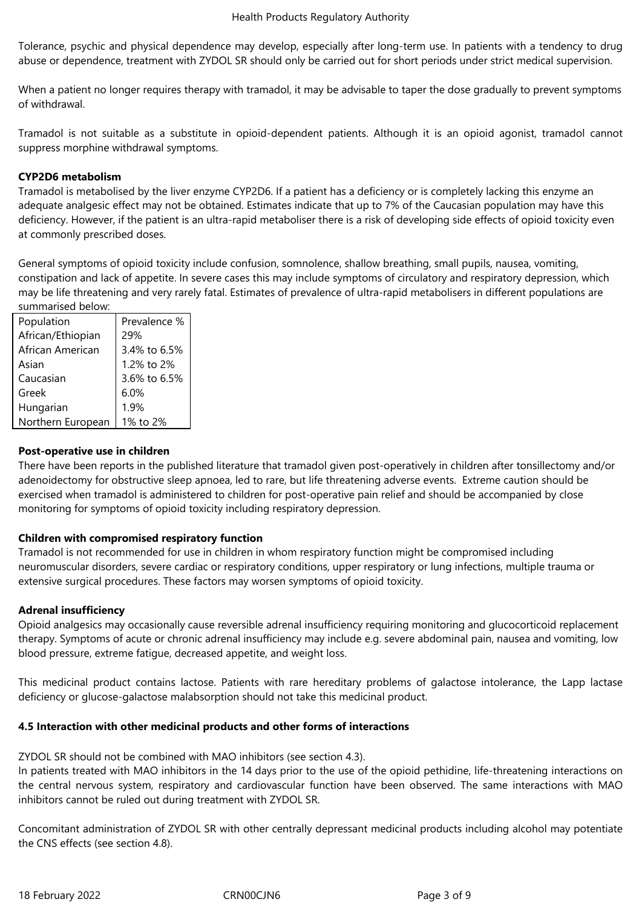Tolerance, psychic and physical dependence may develop, especially after long-term use. In patients with a tendency to drug abuse or dependence, treatment with ZYDOL SR should only be carried out for short periods under strict medical supervision.

When a patient no longer requires therapy with tramadol, it may be advisable to taper the dose gradually to prevent symptoms of withdrawal.

Tramadol is not suitable as a substitute in opioid-dependent patients. Although it is an opioid agonist, tramadol cannot suppress morphine withdrawal symptoms.

**CYP2D6 metabolism**

Tramadol is metabolised by the liver enzyme CYP2D6. If a patient has a deficiency or is completely lacking this enzyme an adequate analgesic effect may not be obtained. Estimates indicate that up to 7% of the Caucasian population may have this deficiency. However, if the patient is an ultra-rapid metaboliser there is a risk of developing side effects of opioid toxicity even at commonly prescribed doses.

General symptoms of opioid toxicity include confusion, somnolence, shallow breathing, small pupils, nausea, vomiting, constipation and lack of appetite. In severe cases this may include symptoms of circulatory and respiratory depression, which may be life threatening and very rarely fatal. Estimates of prevalence of ultra-rapid metabolisers in different populations are summarised below:

| Population | Prevalence % |
|---|---|
| African/Ethiopian | 29% |
| African American | 3.4% to 6.5% |
| Asian | 1.2% to 2% |
| Caucasian | 3.6% to 6.5% |
| Greek | 6.0% |
| Hungarian | 1.9% |
| Northern European | 1% to 2% |

**Post-operative use in children**

There have been reports in the published literature that tramadol given post-operatively in children after tonsillectomy and/or adenoidectomy for obstructive sleep apnoea, led to rare, but life threatening adverse events. Extreme caution should be exercised when tramadol is administered to children for post-operative pain relief and should be accompanied by close monitoring for symptoms of opioid toxicity including respiratory depression.

**Children with compromised respiratory function**

Tramadol is not recommended for use in children in whom respiratory function might be compromised including neuromuscular disorders, severe cardiac or respiratory conditions, upper respiratory or lung infections, multiple trauma or extensive surgical procedures. These factors may worsen symptoms of opioid toxicity.

**Adrenal insufficiency**

Opioid analgesics may occasionally cause reversible adrenal insufficiency requiring monitoring and glucocorticoid replacement therapy. Symptoms of acute or chronic adrenal insufficiency may include e.g. severe abdominal pain, nausea and vomiting, low blood pressure, extreme fatigue, decreased appetite, and weight loss.

This medicinal product contains lactose. Patients with rare hereditary problems of galactose intolerance, the Lapp lactase deficiency or glucose-galactose malabsorption should not take this medicinal product.

**4.5 Interaction with other medicinal products and other forms of interactions**

ZYDOL SR should not be combined with MAO inhibitors (see section 4.3).
In patients treated with MAO inhibitors in the 14 days prior to the use of the opioid pethidine, life-threatening interactions on the central nervous system, respiratory and cardiovascular function have been observed. The same interactions with MAO inhibitors cannot be ruled out during treatment with ZYDOL SR.

Concomitant administration of ZYDOL SR with other centrally depressant medicinal products including alcohol may potentiate the CNS effects (see section 4.8).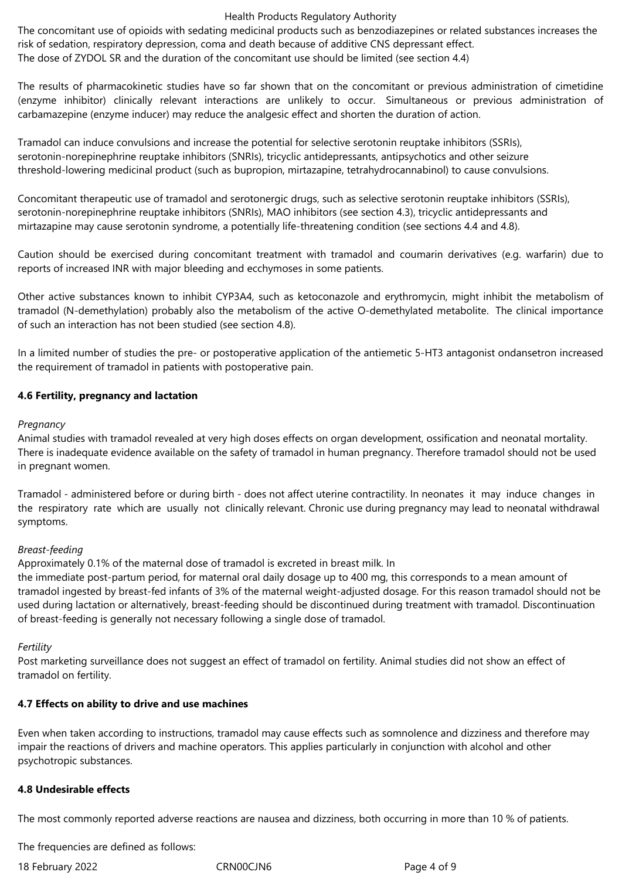The concomitant use of opioids with sedating medicinal products such as benzodiazepines or related substances increases the risk of sedation, respiratory depression, coma and death because of additive CNS depressant effect.
The dose of ZYDOL SR and the duration of the concomitant use should be limited (see section 4.4)

The results of pharmacokinetic studies have so far shown that on the concomitant or previous administration of cimetidine (enzyme inhibitor) clinically relevant interactions are unlikely to occur. Simultaneous or previous administration of carbamazepine (enzyme inducer) may reduce the analgesic effect and shorten the duration of action.

Tramadol can induce convulsions and increase the potential for selective serotonin reuptake inhibitors (SSRIs), serotonin-norepinephrine reuptake inhibitors (SNRIs), tricyclic antidepressants, antipsychotics and other seizure threshold-lowering medicinal product (such as bupropion, mirtazapine, tetrahydrocannabinol) to cause convulsions.

Concomitant therapeutic use of tramadol and serotonergic drugs, such as selective serotonin reuptake inhibitors (SSRIs), serotonin-norepinephrine reuptake inhibitors (SNRIs), MAO inhibitors (see section 4.3), tricyclic antidepressants and mirtazapine may cause serotonin syndrome, a potentially life-threatening condition (see sections 4.4 and 4.8).

Caution should be exercised during concomitant treatment with tramadol and coumarin derivatives (e.g. warfarin) due to reports of increased INR with major bleeding and ecchymoses in some patients.

Other active substances known to inhibit CYP3A4, such as ketoconazole and erythromycin, might inhibit the metabolism of tramadol (N-demethylation) probably also the metabolism of the active O-demethylated metabolite. The clinical importance of such an interaction has not been studied (see section 4.8).

In a limited number of studies the pre- or postoperative application of the antiemetic 5-HT3 antagonist ondansetron increased the requirement of tramadol in patients with postoperative pain.

### 4.6 Fertility, pregnancy and lactation

*Pregnancy*

Animal studies with tramadol revealed at very high doses effects on organ development, ossification and neonatal mortality. There is inadequate evidence available on the safety of tramadol in human pregnancy. Therefore tramadol should not be used in pregnant women.

Tramadol - administered before or during birth - does not affect uterine contractility. In neonates it may induce changes in the respiratory rate which are usually not clinically relevant. Chronic use during pregnancy may lead to neonatal withdrawal symptoms.

*Breast-feeding*

Approximately 0.1% of the maternal dose of tramadol is excreted in breast milk. In the immediate post-partum period, for maternal oral daily dosage up to 400 mg, this corresponds to a mean amount of tramadol ingested by breast-fed infants of 3% of the maternal weight-adjusted dosage. For this reason tramadol should not be used during lactation or alternatively, breast-feeding should be discontinued during treatment with tramadol. Discontinuation of breast-feeding is generally not necessary following a single dose of tramadol.

*Fertility*

Post marketing surveillance does not suggest an effect of tramadol on fertility. Animal studies did not show an effect of tramadol on fertility.

### 4.7 Effects on ability to drive and use machines

Even when taken according to instructions, tramadol may cause effects such as somnolence and dizziness and therefore may impair the reactions of drivers and machine operators. This applies particularly in conjunction with alcohol and other psychotropic substances.

### 4.8 Undesirable effects

The most commonly reported adverse reactions are nausea and dizziness, both occurring in more than 10 % of patients.

The frequencies are defined as follows: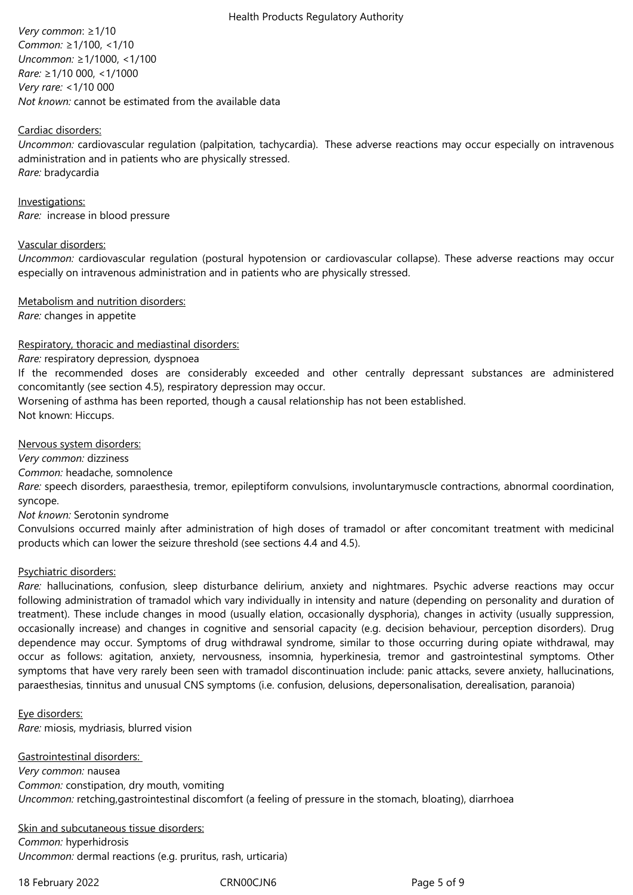*Very common*: ≥1/10
*Common:* ≥1/100, <1/10
*Uncommon:* ≥1/1000, <1/100
*Rare:* ≥1/10 000, <1/1000
*Very rare:* <1/10 000
*Not known:* cannot be estimated from the available data

Cardiac disorders:
*Uncommon:* cardiovascular regulation (palpitation, tachycardia). These adverse reactions may occur especially on intravenous administration and in patients who are physically stressed.
*Rare:* bradycardia

Investigations:
*Rare:* increase in blood pressure

Vascular disorders:
*Uncommon:* cardiovascular regulation (postural hypotension or cardiovascular collapse). These adverse reactions may occur especially on intravenous administration and in patients who are physically stressed.

Metabolism and nutrition disorders:
*Rare:* changes in appetite

Respiratory, thoracic and mediastinal disorders:
*Rare:* respiratory depression, dyspnoea
If the recommended doses are considerably exceeded and other centrally depressant substances are administered concomitantly (see section 4.5), respiratory depression may occur.
Worsening of asthma has been reported, though a causal relationship has not been established.
Not known: Hiccups.

Nervous system disorders:
*Very common:* dizziness
*Common:* headache, somnolence
*Rare:* speech disorders, paraesthesia, tremor, epileptiform convulsions, involuntarymuscle contractions, abnormal coordination, syncope.
*Not known:* Serotonin syndrome
Convulsions occurred mainly after administration of high doses of tramadol or after concomitant treatment with medicinal products which can lower the seizure threshold (see sections 4.4 and 4.5).

Psychiatric disorders:
*Rare:* hallucinations, confusion, sleep disturbance delirium, anxiety and nightmares. Psychic adverse reactions may occur following administration of tramadol which vary individually in intensity and nature (depending on personality and duration of treatment). These include changes in mood (usually elation, occasionally dysphoria), changes in activity (usually suppression, occasionally increase) and changes in cognitive and sensorial capacity (e.g. decision behaviour, perception disorders). Drug dependence may occur. Symptoms of drug withdrawal syndrome, similar to those occurring during opiate withdrawal, may occur as follows: agitation, anxiety, nervousness, insomnia, hyperkinesia, tremor and gastrointestinal symptoms. Other symptoms that have very rarely been seen with tramadol discontinuation include: panic attacks, severe anxiety, hallucinations, paraesthesias, tinnitus and unusual CNS symptoms (i.e. confusion, delusions, depersonalisation, derealisation, paranoia)

Eye disorders:
*Rare:* miosis, mydriasis, blurred vision

Gastrointestinal disorders:
*Very common:* nausea
*Common:* constipation, dry mouth, vomiting
*Uncommon:* retching,gastrointestinal discomfort (a feeling of pressure in the stomach, bloating), diarrhoea

Skin and subcutaneous tissue disorders:
*Common:* hyperhidrosis
*Uncommon:* dermal reactions (e.g. pruritus, rash, urticaria)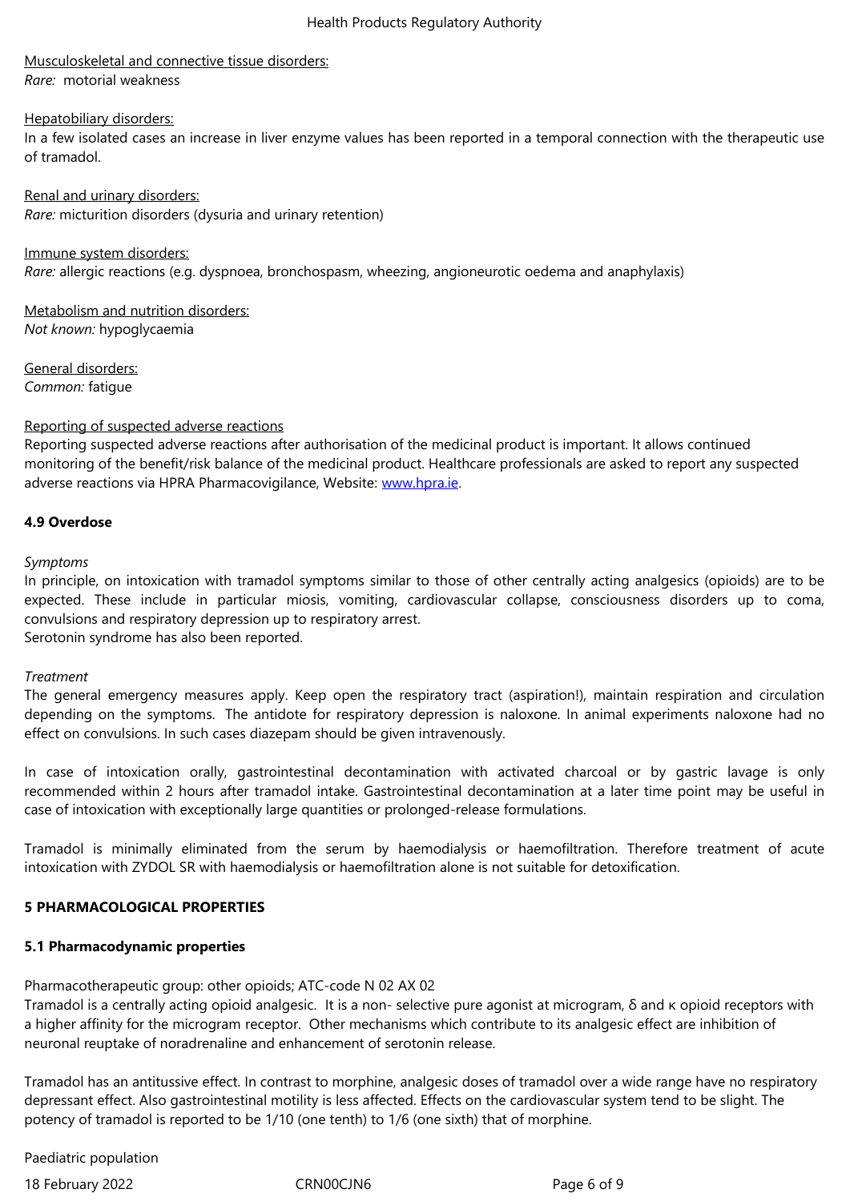Musculoskeletal and connective tissue disorders:
*Rare:* motorial weakness

Hepatobiliary disorders:
In a few isolated cases an increase in liver enzyme values has been reported in a temporal connection with the therapeutic use of tramadol.

Renal and urinary disorders:
*Rare:* micturition disorders (dysuria and urinary retention)

Immune system disorders:
*Rare:* allergic reactions (e.g. dyspnoea, bronchospasm, wheezing, angioneurotic oedema and anaphylaxis)

Metabolism and nutrition disorders:
*Not known:* hypoglycaemia

General disorders:
*Common:* fatigue

Reporting of suspected adverse reactions
Reporting suspected adverse reactions after authorisation of the medicinal product is important. It allows continued monitoring of the benefit/risk balance of the medicinal product. Healthcare professionals are asked to report any suspected adverse reactions via HPRA Pharmacovigilance, Website: www.hpra.ie.

**4.9 Overdose**

*Symptoms*
In principle, on intoxication with tramadol symptoms similar to those of other centrally acting analgesics (opioids) are to be expected. These include in particular miosis, vomiting, cardiovascular collapse, consciousness disorders up to coma, convulsions and respiratory depression up to respiratory arrest.
Serotonin syndrome has also been reported.

*Treatment*
The general emergency measures apply. Keep open the respiratory tract (aspiration!), maintain respiration and circulation depending on the symptoms. The antidote for respiratory depression is naloxone. In animal experiments naloxone had no effect on convulsions. In such cases diazepam should be given intravenously.

In case of intoxication orally, gastrointestinal decontamination with activated charcoal or by gastric lavage is only recommended within 2 hours after tramadol intake. Gastrointestinal decontamination at a later time point may be useful in case of intoxication with exceptionally large quantities or prolonged-release formulations.

Tramadol is minimally eliminated from the serum by haemodialysis or haemofiltration. Therefore treatment of acute intoxication with ZYDOL SR with haemodialysis or haemofiltration alone is not suitable for detoxification.

**5 PHARMACOLOGICAL PROPERTIES**

**5.1 Pharmacodynamic properties**

Pharmacotherapeutic group: other opioids; ATC-code N 02 AX 02
Tramadol is a centrally acting opioid analgesic. It is a non- selective pure agonist at microgram, δ and κ opioid receptors with a higher affinity for the microgram receptor. Other mechanisms which contribute to its analgesic effect are inhibition of neuronal reuptake of noradrenaline and enhancement of serotonin release.

Tramadol has an antitussive effect. In contrast to morphine, analgesic doses of tramadol over a wide range have no respiratory depressant effect. Also gastrointestinal motility is less affected. Effects on the cardiovascular system tend to be slight. The potency of tramadol is reported to be 1/10 (one tenth) to 1/6 (one sixth) that of morphine.

Paediatric population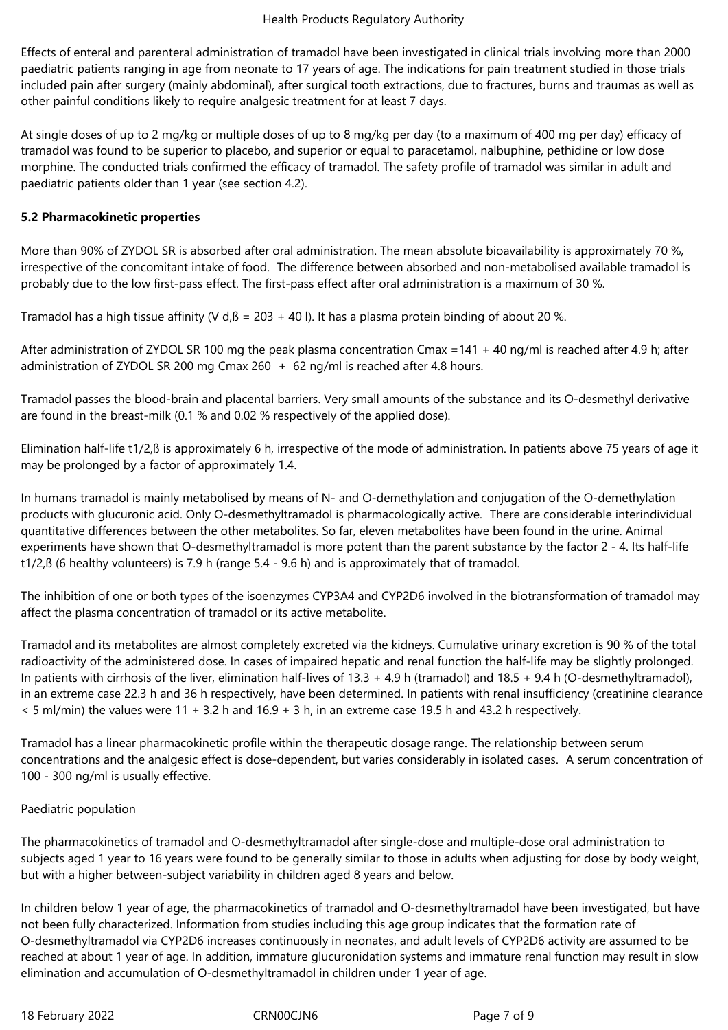Effects of enteral and parenteral administration of tramadol have been investigated in clinical trials involving more than 2000 paediatric patients ranging in age from neonate to 17 years of age. The indications for pain treatment studied in those trials included pain after surgery (mainly abdominal), after surgical tooth extractions, due to fractures, burns and traumas as well as other painful conditions likely to require analgesic treatment for at least 7 days.

At single doses of up to 2 mg/kg or multiple doses of up to 8 mg/kg per day (to a maximum of 400 mg per day) efficacy of tramadol was found to be superior to placebo, and superior or equal to paracetamol, nalbuphine, pethidine or low dose morphine. The conducted trials confirmed the efficacy of tramadol. The safety profile of tramadol was similar in adult and paediatric patients older than 1 year (see section 4.2).

**5.2 Pharmacokinetic properties**

More than 90% of ZYDOL SR is absorbed after oral administration. The mean absolute bioavailability is approximately 70 %, irrespective of the concomitant intake of food. The difference between absorbed and non-metabolised available tramadol is probably due to the low first-pass effect. The first-pass effect after oral administration is a maximum of 30 %.

Tramadol has a high tissue affinity ($V_{d,ß}$ = 203 + 40 l). It has a plasma protein binding of about 20 %.

After administration of ZYDOL SR 100 mg the peak plasma concentration Cmax =141 + 40 ng/ml is reached after 4.9 h; after administration of ZYDOL SR 200 mg Cmax 260 + 62 ng/ml is reached after 4.8 hours.

Tramadol passes the blood-brain and placental barriers. Very small amounts of the substance and its O-desmethyl derivative are found in the breast-milk (0.1 % and 0.02 % respectively of the applied dose).

Elimination half-life $t_{1/2,ß}$ is approximately 6 h, irrespective of the mode of administration. In patients above 75 years of age it may be prolonged by a factor of approximately 1.4.

In humans tramadol is mainly metabolised by means of N- and O-demethylation and conjugation of the O-demethylation products with glucuronic acid. Only O-desmethyltramadol is pharmacologically active. There are considerable interindividual quantitative differences between the other metabolites. So far, eleven metabolites have been found in the urine. Animal experiments have shown that O-desmethyltramadol is more potent than the parent substance by the factor 2 - 4. Its half-life $t_{1/2,ß}$ (6 healthy volunteers) is 7.9 h (range 5.4 - 9.6 h) and is approximately that of tramadol.

The inhibition of one or both types of the isoenzymes CYP3A4 and CYP2D6 involved in the biotransformation of tramadol may affect the plasma concentration of tramadol or its active metabolite.

Tramadol and its metabolites are almost completely excreted via the kidneys. Cumulative urinary excretion is 90 % of the total radioactivity of the administered dose. In cases of impaired hepatic and renal function the half-life may be slightly prolonged. In patients with cirrhosis of the liver, elimination half-lives of 13.3 + 4.9 h (tramadol) and 18.5 + 9.4 h (O-desmethyltramadol), in an extreme case 22.3 h and 36 h respectively, have been determined. In patients with renal insufficiency (creatinine clearance < 5 ml/min) the values were 11 + 3.2 h and 16.9 + 3 h, in an extreme case 19.5 h and 43.2 h respectively.

Tramadol has a linear pharmacokinetic profile within the therapeutic dosage range. The relationship between serum concentrations and the analgesic effect is dose-dependent, but varies considerably in isolated cases. A serum concentration of 100 - 300 ng/ml is usually effective.

Paediatric population

The pharmacokinetics of tramadol and O-desmethyltramadol after single-dose and multiple-dose oral administration to subjects aged 1 year to 16 years were found to be generally similar to those in adults when adjusting for dose by body weight, but with a higher between-subject variability in children aged 8 years and below.

In children below 1 year of age, the pharmacokinetics of tramadol and O-desmethyltramadol have been investigated, but have not been fully characterized. Information from studies including this age group indicates that the formation rate of O-desmethyltramadol via CYP2D6 increases continuously in neonates, and adult levels of CYP2D6 activity are assumed to be reached at about 1 year of age. In addition, immature glucuronidation systems and immature renal function may result in slow elimination and accumulation of O-desmethyltramadol in children under 1 year of age.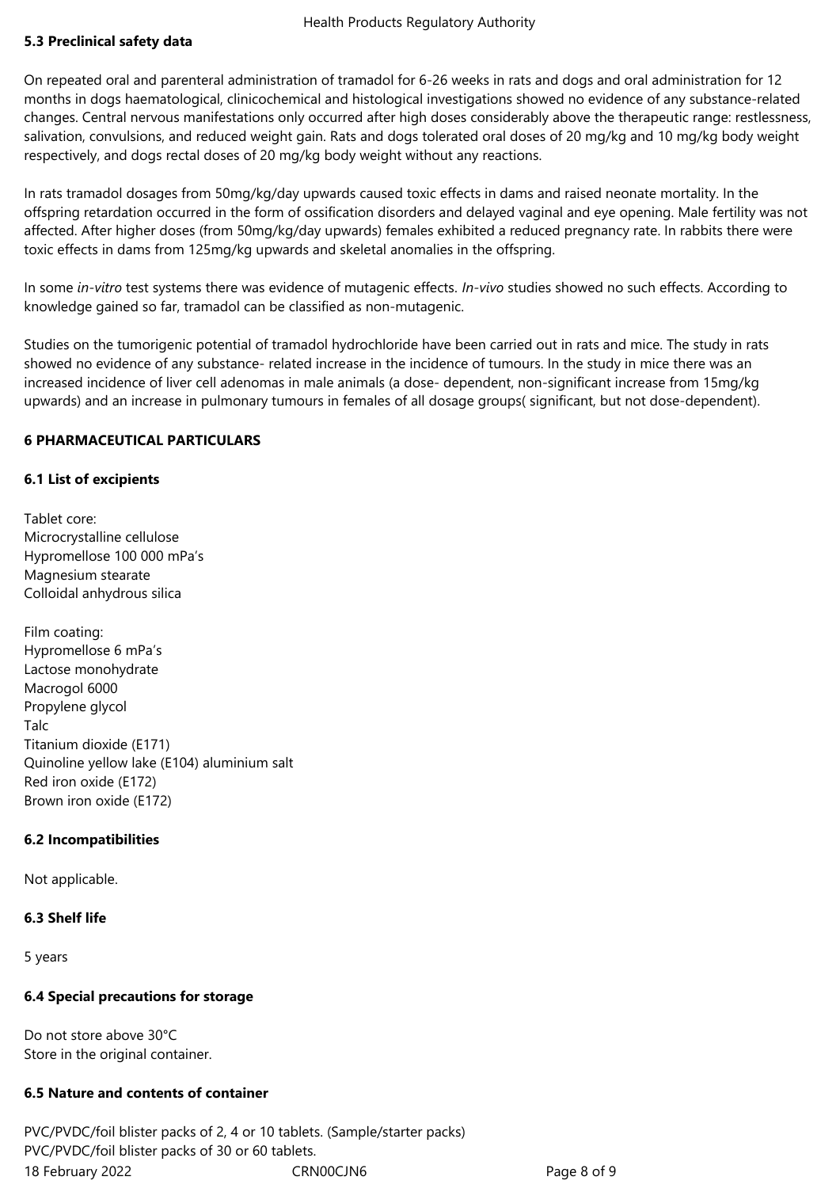**5.3 Preclinical safety data**

On repeated oral and parenteral administration of tramadol for 6-26 weeks in rats and dogs and oral administration for 12 months in dogs haematological, clinicochemical and histological investigations showed no evidence of any substance-related changes. Central nervous manifestations only occurred after high doses considerably above the therapeutic range: restlessness, salivation, convulsions, and reduced weight gain. Rats and dogs tolerated oral doses of 20 mg/kg and 10 mg/kg body weight respectively, and dogs rectal doses of 20 mg/kg body weight without any reactions.

In rats tramadol dosages from 50mg/kg/day upwards caused toxic effects in dams and raised neonate mortality. In the offspring retardation occurred in the form of ossification disorders and delayed vaginal and eye opening. Male fertility was not affected. After higher doses (from 50mg/kg/day upwards) females exhibited a reduced pregnancy rate. In rabbits there were toxic effects in dams from 125mg/kg upwards and skeletal anomalies in the offspring.

In some *in-vitro* test systems there was evidence of mutagenic effects. *In-vivo* studies showed no such effects. According to knowledge gained so far, tramadol can be classified as non-mutagenic.

Studies on the tumorigenic potential of tramadol hydrochloride have been carried out in rats and mice. The study in rats showed no evidence of any substance- related increase in the incidence of tumours. In the study in mice there was an increased incidence of liver cell adenomas in male animals (a dose- dependent, non-significant increase from 15mg/kg upwards) and an increase in pulmonary tumours in females of all dosage groups( significant, but not dose-dependent).

**6 PHARMACEUTICAL PARTICULARS**

**6.1 List of excipients**

Tablet core:
Microcrystalline cellulose
Hypromellose 100 000 mPa's
Magnesium stearate
Colloidal anhydrous silica

Film coating:
Hypromellose 6 mPa's
Lactose monohydrate
Macrogol 6000
Propylene glycol
Talc
Titanium dioxide (E171)
Quinoline yellow lake (E104) aluminium salt
Red iron oxide (E172)
Brown iron oxide (E172)

**6.2 Incompatibilities**

Not applicable.

**6.3 Shelf life**

5 years

**6.4 Special precautions for storage**

Do not store above 30°C
Store in the original container.

**6.5 Nature and contents of container**

PVC/PVDC/foil blister packs of 2, 4 or 10 tablets. (Sample/starter packs)
PVC/PVDC/foil blister packs of 30 or 60 tablets.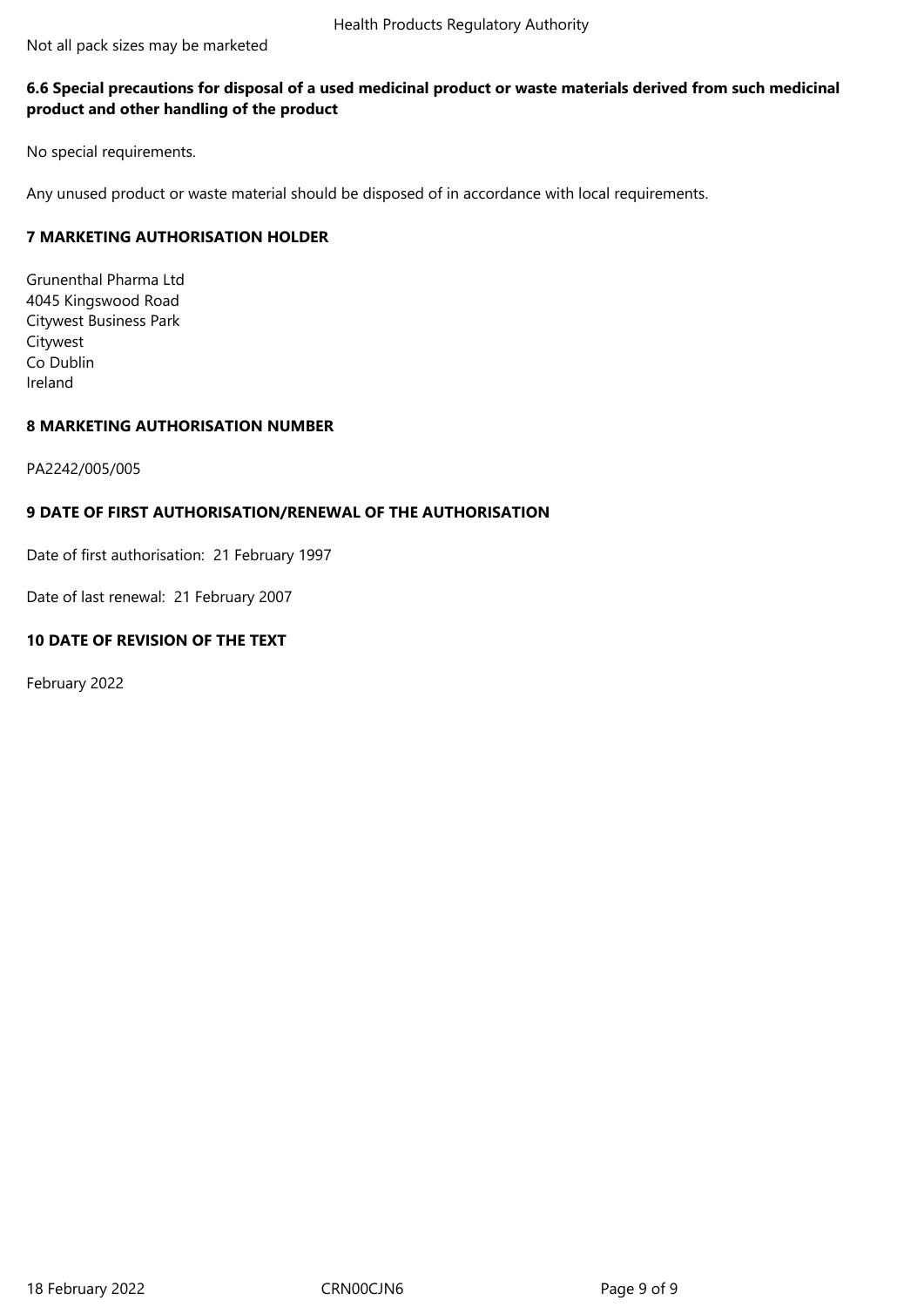Not all pack sizes may be marketed

## 6.6 Special precautions for disposal of a used medicinal product or waste materials derived from such medicinal product and other handling of the product

No special requirements.

Any unused product or waste material should be disposed of in accordance with local requirements.

## 7 MARKETING AUTHORISATION HOLDER

Grunenthal Pharma Ltd
4045 Kingswood Road
Citywest Business Park
Citywest
Co Dublin
Ireland

## 8 MARKETING AUTHORISATION NUMBER

PA2242/005/005

## 9 DATE OF FIRST AUTHORISATION/RENEWAL OF THE AUTHORISATION

Date of first authorisation: 21 February 1997

Date of last renewal: 21 February 2007

## 10 DATE OF REVISION OF THE TEXT

February 2022